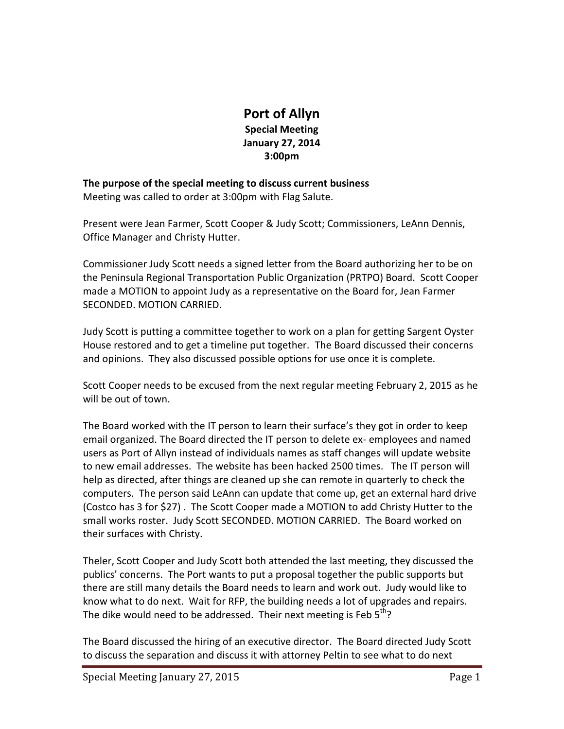# Port of Allyn

**Special Meeting**
**January 27, 2014**
**3:00pm**

**The purpose of the special meeting to discuss current business**
Meeting was called to order at 3:00pm with Flag Salute.

Present were Jean Farmer, Scott Cooper & Judy Scott; Commissioners, LeAnn Dennis, Office Manager and Christy Hutter.

Commissioner Judy Scott needs a signed letter from the Board authorizing her to be on the Peninsula Regional Transportation Public Organization (PRTPO) Board. Scott Cooper made a MOTION to appoint Judy as a representative on the Board for, Jean Farmer SECONDED. MOTION CARRIED.

Judy Scott is putting a committee together to work on a plan for getting Sargent Oyster House restored and to get a timeline put together. The Board discussed their concerns and opinions. They also discussed possible options for use once it is complete.

Scott Cooper needs to be excused from the next regular meeting February 2, 2015 as he will be out of town.

The Board worked with the IT person to learn their surface's they got in order to keep email organized. The Board directed the IT person to delete ex- employees and named users as Port of Allyn instead of individuals names as staff changes will update website to new email addresses. The website has been hacked 2500 times. The IT person will help as directed, after things are cleaned up she can remote in quarterly to check the computers. The person said LeAnn can update that come up, get an external hard drive (Costco has 3 for $27) . The Scott Cooper made a MOTION to add Christy Hutter to the small works roster. Judy Scott SECONDED. MOTION CARRIED. The Board worked on their surfaces with Christy.

Theler, Scott Cooper and Judy Scott both attended the last meeting, they discussed the publics' concerns. The Port wants to put a proposal together the public supports but there are still many details the Board needs to learn and work out. Judy would like to know what to do next. Wait for RFP, the building needs a lot of upgrades and repairs. The dike would need to be addressed. Their next meeting is Feb 5th?

The Board discussed the hiring of an executive director. The Board directed Judy Scott to discuss the separation and discuss it with attorney Peltin to see what to do next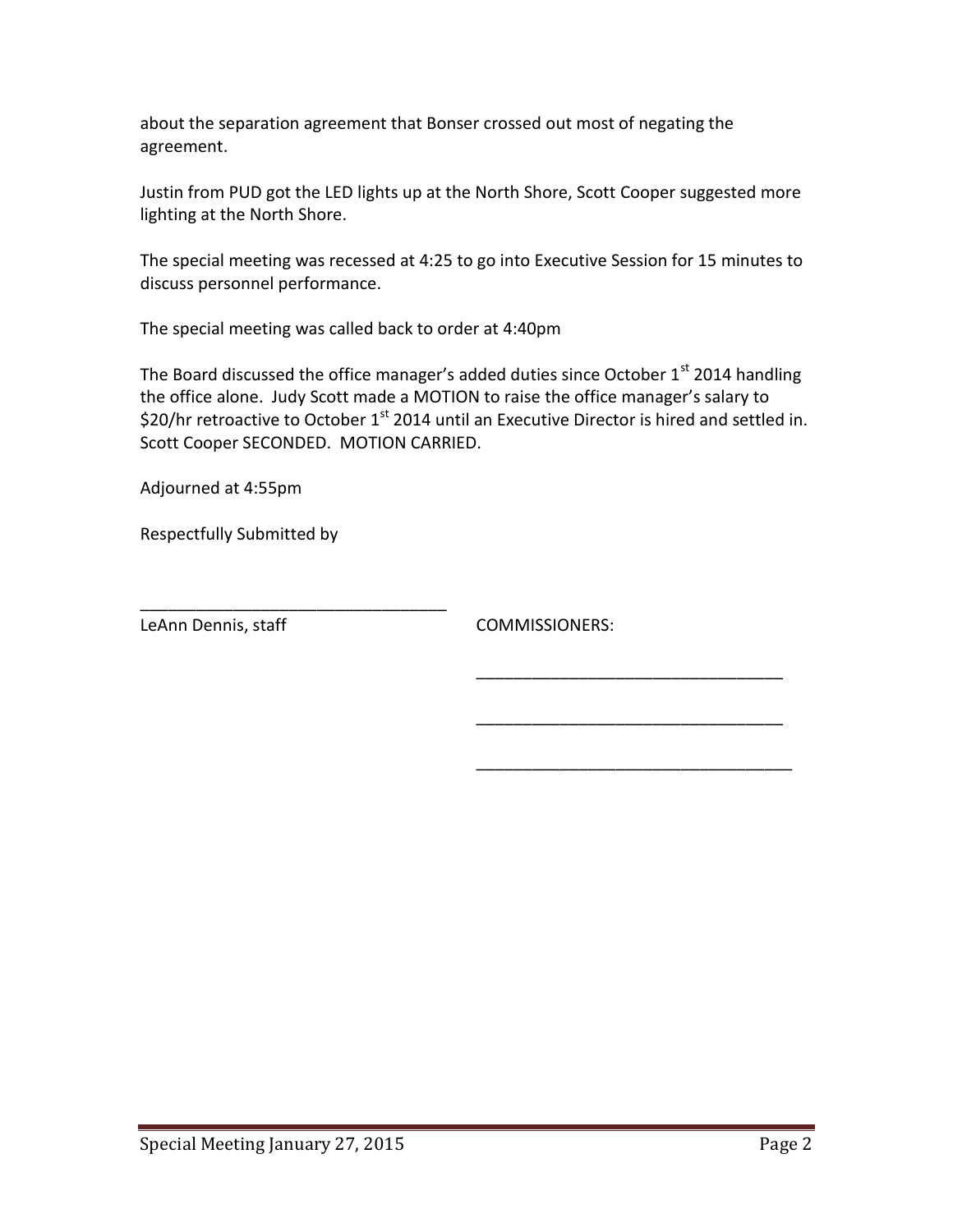about the separation agreement that Bonser crossed out most of negating the agreement.

Justin from PUD got the LED lights up at the North Shore, Scott Cooper suggested more lighting at the North Shore.

The special meeting was recessed at 4:25 to go into Executive Session for 15 minutes to discuss personnel performance.

The special meeting was called back to order at 4:40pm

The Board discussed the office manager's added duties since October 1st 2014 handling the office alone. Judy Scott made a MOTION to raise the office manager's salary to $20/hr retroactive to October 1st 2014 until an Executive Director is hired and settled in. Scott Cooper SECONDED. MOTION CARRIED.

Adjourned at 4:55pm

Respectfully Submitted by

_________________________________
LeAnn Dennis, staff

COMMISSIONERS:

_________________________________

_________________________________

_________________________________